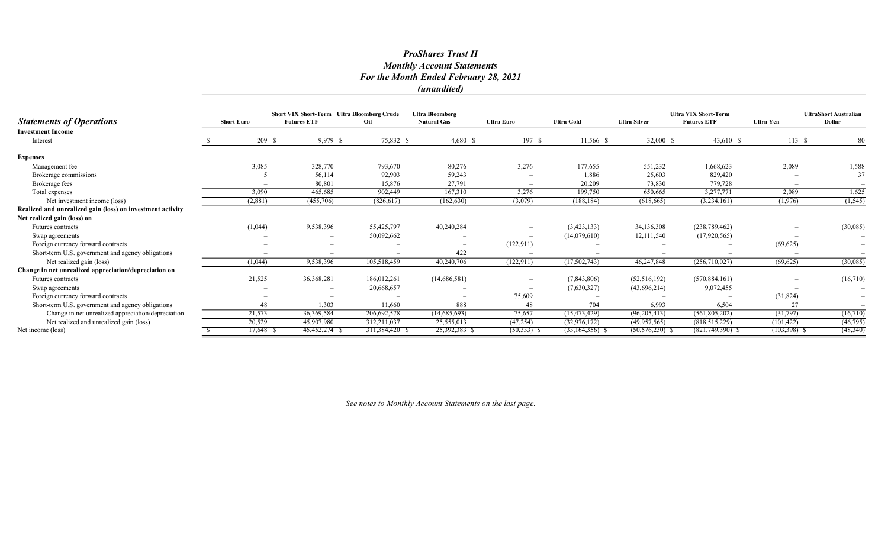## *ProShares Trust II*
## *Monthly Account Statements*
## *For the Month Ended February 28, 2021*
## *(unaudited)*

| *Statements of Operations* | Short Euro | Short VIX Short-Term Futures ETF | Ultra Bloomberg Crude Oil | Ultra Bloomberg Natural Gas | Ultra Euro | Ultra Gold | Ultra Silver | Ultra VIX Short-Term Futures ETF | Ultra Yen | UltraShort Australian Dollar |
|---|---|---|---|---|---|---|---|---|---|---|
| **Investment Income** | | | | | | | | | | |
| Interest | $ 209 | $ 9,979 | $ 75,832 | $ 4,680 | $ 197 | $ 11,566 | $ 32,000 | $ 43,610 | $ 113 | $ 80 |
| **Expenses** | | | | | | | | | | |
| Management fee | 3,085 | 328,770 | 793,670 | 80,276 | 3,276 | 177,655 | 551,232 | 1,668,623 | 2,089 | 1,588 |
| Brokerage commissions | 5 | 56,114 | 92,903 | 59,243 | – | 1,886 | 25,603 | 829,420 | – | 37 |
| Brokerage fees | – | 80,801 | 15,876 | 27,791 | – | 20,209 | 73,830 | 779,728 | – | – |
| Total expenses | 3,090 | 465,685 | 902,449 | 167,310 | 3,276 | 199,750 | 650,665 | 3,277,771 | 2,089 | 1,625 |
| Net investment income (loss) | (2,881) | (455,706) | (826,617) | (162,630) | (3,079) | (188,184) | (618,665) | (3,234,161) | (1,976) | (1,545) |
| **Realized and unrealized gain (loss) on investment activity** | | | | | | | | | | |
| **Net realized gain (loss) on** | | | | | | | | | | |
| Futures contracts | (1,044) | 9,538,396 | 55,425,797 | 40,240,284 | – | (3,423,133) | 34,136,308 | (238,789,462) | – | (30,085) |
| Swap agreements | – | – | 50,092,662 | – | – | (14,079,610) | 12,111,540 | (17,920,565) | – | – |
| Foreign currency forward contracts | – | – | – | – | (122,911) | – | – | – | (69,625) | – |
| Short-term U.S. government and agency obligations | – | – | – | 422 | – | – | – | – | – | – |
| Net realized gain (loss) | (1,044) | 9,538,396 | 105,518,459 | 40,240,706 | (122,911) | (17,502,743) | 46,247,848 | (256,710,027) | (69,625) | (30,085) |
| **Change in net unrealized appreciation/depreciation on** | | | | | | | | | | |
| Futures contracts | 21,525 | 36,368,281 | 186,012,261 | (14,686,581) | – | (7,843,806) | (52,516,192) | (570,884,161) | – | (16,710) |
| Swap agreements | – | – | 20,668,657 | – | – | (7,630,327) | (43,696,214) | 9,072,455 | – | – |
| Foreign currency forward contracts | – | – | – | – | 75,609 | – | – | – | (31,824) | – |
| Short-term U.S. government and agency obligations | 48 | 1,303 | 11,660 | 888 | 48 | 704 | 6,993 | 6,504 | 27 | – |
| Change in net unrealized appreciation/depreciation | 21,573 | 36,369,584 | 206,692,578 | (14,685,693) | 75,657 | (15,473,429) | (96,205,413) | (561,805,202) | (31,797) | (16,710) |
| Net realized and unrealized gain (loss) | 20,529 | 45,907,980 | 312,211,037 | 25,555,013 | (47,254) | (32,976,172) | (49,957,565) | (818,515,229) | (101,422) | (46,795) |
| Net income (loss) | $ 17,648 | $ 45,452,274 | $ 311,384,420 | $ 25,392,383 | $ (50,333) | $ (33,164,356) | $ (50,576,230) | $ (821,749,390) | $ (103,398) | $ (48,340) |

*See notes to Monthly Account Statements on the last page.*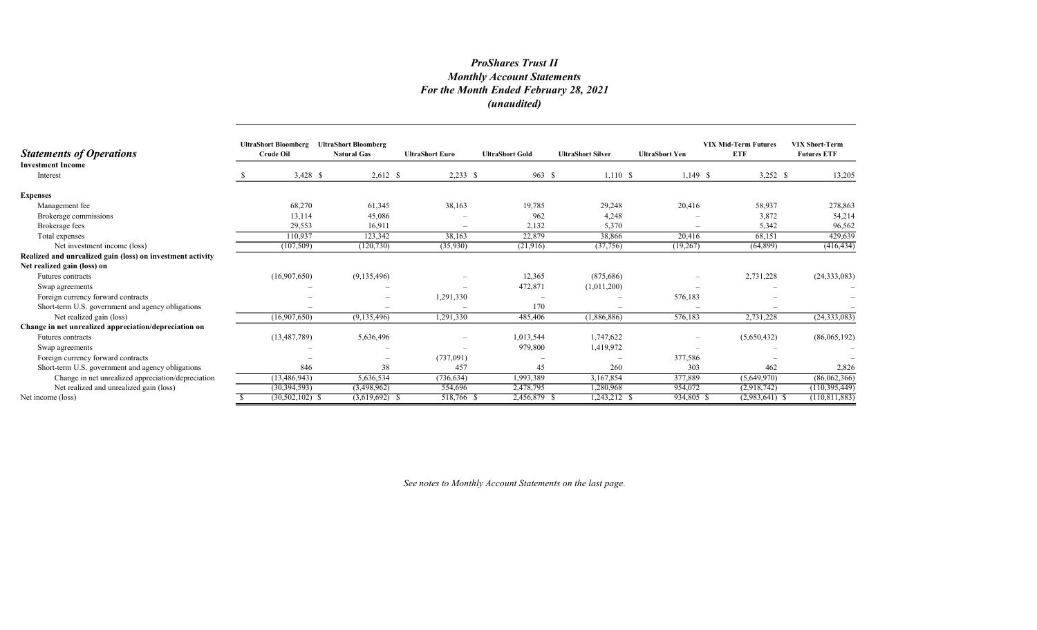# *ProShares Trust II*
## *Monthly Account Statements*
## *For the Month Ended February 28, 2021*
## *(unaudited)*

| ***Statements of Operations*** | UltraShort Bloomberg Crude Oil | UltraShort Bloomberg Natural Gas | UltraShort Euro | UltraShort Gold | UltraShort Silver | UltraShort Yen | VIX Mid-Term Futures ETF | VIX Short-Term Futures ETF |
|---|---|---|---|---|---|---|---|---|
| **Investment Income** | | | | | | | | |
| Interest | $ 3,428 | $ 2,612 | $ 2,233 | $ 963 | $ 1,110 | $ 1,149 | $ 3,252 | $ 13,205 |
| **Expenses** | | | | | | | | |
| Management fee | 68,270 | 61,345 | 38,163 | 19,785 | 29,248 | 20,416 | 58,937 | 278,863 |
| Brokerage commissions | 13,114 | 45,086 | – | 962 | 4,248 | – | 3,872 | 54,214 |
| Brokerage fees | 29,553 | 16,911 | – | 2,132 | 5,370 | – | 5,342 | 96,562 |
| Total expenses | 110,937 | 123,342 | 38,163 | 22,879 | 38,866 | 20,416 | 68,151 | 429,639 |
| Net investment income (loss) | (107,509) | (120,730) | (35,930) | (21,916) | (37,756) | (19,267) | (64,899) | (416,434) |
| **Realized and unrealized gain (loss) on investment activity** | | | | | | | | |
| **Net realized gain (loss) on** | | | | | | | | |
| Futures contracts | (16,907,650) | (9,135,496) | – | 12,365 | (875,686) | – | 2,731,228 | (24,333,083) |
| Swap agreements | – | – | – | 472,871 | (1,011,200) | – | – | – |
| Foreign currency forward contracts | – | – | 1,291,330 | – | – | 576,183 | – | – |
| Short-term U.S. government and agency obligations | – | – | – | 170 | – | – | – | – |
| Net realized gain (loss) | (16,907,650) | (9,135,496) | 1,291,330 | 485,406 | (1,886,886) | 576,183 | 2,731,228 | (24,333,083) |
| **Change in net unrealized appreciation/depreciation on** | | | | | | | | |
| Futures contracts | (13,487,789) | 5,636,496 | – | 1,013,544 | 1,747,622 | – | (5,650,432) | (86,065,192) |
| Swap agreements | – | – | – | 979,800 | 1,419,972 | – | – | – |
| Foreign currency forward contracts | – | – | (737,091) | – | – | 377,586 | – | – |
| Short-term U.S. government and agency obligations | 846 | 38 | 457 | 45 | 260 | 303 | 462 | 2,826 |
| Change in net unrealized appreciation/depreciation | (13,486,943) | 5,636,534 | (736,634) | 1,993,389 | 3,167,854 | 377,889 | (5,649,970) | (86,062,366) |
| Net realized and unrealized gain (loss) | (30,394,593) | (3,498,962) | 554,696 | 2,478,795 | 1,280,968 | 954,072 | (2,918,742) | (110,395,449) |
| Net income (loss) | $ (30,502,102) | $ (3,619,692) | $ 518,766 | $ 2,456,879 | $ 1,243,212 | $ 934,805 | $ (2,983,641) | $ (110,811,883) |

*See notes to Monthly Account Statements on the last page.*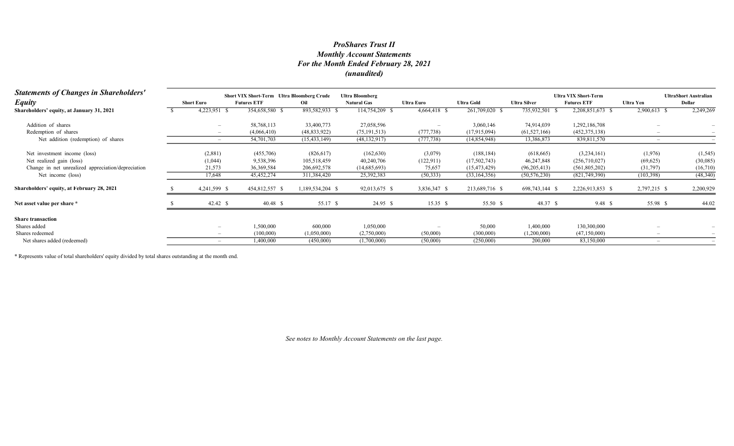# *ProShares Trust II*
## *Monthly Account Statements*
## *For the Month Ended February 28, 2021*
## *(unaudited)*

| ***Statements of Changes in Shareholders' Equity*** | Short Euro | Short VIX Short-Term Futures ETF | Ultra Bloomberg Crude Oil | Ultra Bloomberg Natural Gas | Ultra Euro | Ultra Gold | Ultra Silver | Ultra VIX Short-Term Futures ETF | Ultra Yen | UltraShort Australian Dollar |
|---|---|---|---|---|---|---|---|---|---|---|
| **Shareholders' equity, at January 31, 2021** | $ 4,223,951 | $ 354,658,580 | $ 893,582,933 | $ 114,754,209 | $ 4,664,418 | $ 261,709,020 | $ 735,932,501 | $ 2,208,851,673 | $ 2,900,613 | $ 2,249,269 |
| Addition of shares | – | 58,768,113 | 33,400,773 | 27,058,596 | – | 3,060,146 | 74,914,039 | 1,292,186,708 | – | – |
| Redemption of shares | – | (4,066,410) | (48,833,922) | (75,191,513) | (777,738) | (17,915,094) | (61,527,166) | (452,375,138) | – | – |
| Net addition (redemption) of shares | – | 54,701,703 | (15,433,149) | (48,132,917) | (777,738) | (14,854,948) | 13,386,873 | 839,811,570 | – | – |
| Net investment income (loss) | (2,881) | (455,706) | (826,617) | (162,630) | (3,079) | (188,184) | (618,665) | (3,234,161) | (1,976) | (1,545) |
| Net realized gain (loss) | (1,044) | 9,538,396 | 105,518,459 | 40,240,706 | (122,911) | (17,502,743) | 46,247,848 | (256,710,027) | (69,625) | (30,085) |
| Change in net unrealized appreciation/depreciation | 21,573 | 36,369,584 | 206,692,578 | (14,685,693) | 75,657 | (15,473,429) | (96,205,413) | (561,805,202) | (31,797) | (16,710) |
| Net income (loss) | 17,648 | 45,452,274 | 311,384,420 | 25,392,383 | (50,333) | (33,164,356) | (50,576,230) | (821,749,390) | (103,398) | (48,340) |
| **Shareholders' equity, at February 28, 2021** | $ 4,241,599 | $ 454,812,557 | $ 1,189,534,204 | $ 92,013,675 | $ 3,836,347 | $ 213,689,716 | $ 698,743,144 | $ 2,226,913,853 | $ 2,797,215 | $ 2,200,929 |
| **Net asset value per share \*** | $ 42.42 | $ 40.48 | $ 55.17 | $ 24.95 | $ 15.35 | $ 55.50 | $ 48.37 | $ 9.48 | $ 55.98 | $ 44.02 |
| **Share transaction** | | | | | | | | | | |
| Shares added | – | 1,500,000 | 600,000 | 1,050,000 | – | 50,000 | 1,400,000 | 130,300,000 | – | – |
| Shares redeemed | – | (100,000) | (1,050,000) | (2,750,000) | (50,000) | (300,000) | (1,200,000) | (47,150,000) | – | – |
| Net shares added (redeemed) | – | 1,400,000 | (450,000) | (1,700,000) | (50,000) | (250,000) | 200,000 | 83,150,000 | – | – |

\* Represents value of total shareholders' equity divided by total shares outstanding at the month end.

*See notes to Monthly Account Statements on the last page.*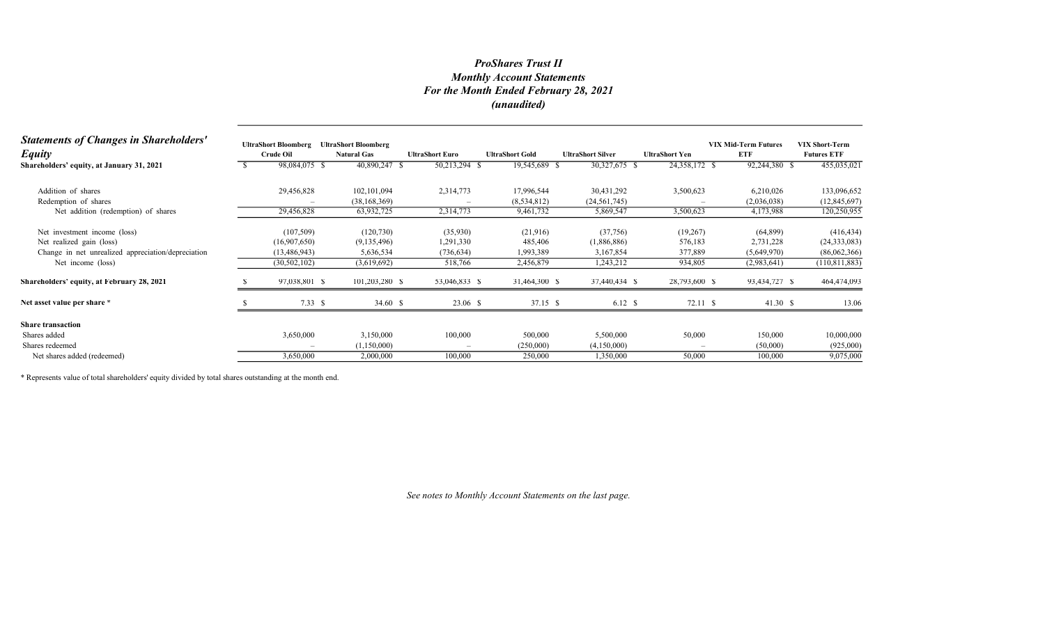# *ProShares Trust II*
# *Monthly Account Statements*
# *For the Month Ended February 28, 2021*
# *(unaudited)*

| ***Statements of Changes in Shareholders' Equity*** | **UltraShort Bloomberg Crude Oil** | **UltraShort Bloomberg Natural Gas** | **UltraShort Euro** | **UltraShort Gold** | **UltraShort Silver** | **UltraShort Yen** | **VIX Mid-Term Futures ETF** | **VIX Short-Term Futures ETF** |
|---|---|---|---|---|---|---|---|---|
| **Shareholders' equity, at January 31, 2021** | $ 98,084,075 | $ 40,890,247 | $ 50,213,294 | $ 19,545,689 | $ 30,327,675 | $ 24,358,172 | $ 92,244,380 | $ 455,035,021 |
| Addition of shares | 29,456,828 | 102,101,094 | 2,314,773 | 17,996,544 | 30,431,292 | 3,500,623 | 6,210,026 | 133,096,652 |
| Redemption of shares | – | (38,168,369) | – | (8,534,812) | (24,561,745) | – | (2,036,038) | (12,845,697) |
| Net addition (redemption) of shares | 29,456,828 | 63,932,725 | 2,314,773 | 9,461,732 | 5,869,547 | 3,500,623 | 4,173,988 | 120,250,955 |
| Net investment income (loss) | (107,509) | (120,730) | (35,930) | (21,916) | (37,756) | (19,267) | (64,899) | (416,434) |
| Net realized gain (loss) | (16,907,650) | (9,135,496) | 1,291,330 | 485,406 | (1,886,886) | 576,183 | 2,731,228 | (24,333,083) |
| Change in net unrealized appreciation/depreciation | (13,486,943) | 5,636,534 | (736,634) | 1,993,389 | 3,167,854 | 377,889 | (5,649,970) | (86,062,366) |
| Net income (loss) | (30,502,102) | (3,619,692) | 518,766 | 2,456,879 | 1,243,212 | 934,805 | (2,983,641) | (110,811,883) |
| **Shareholders' equity, at February 28, 2021** | $ 97,038,801 | $ 101,203,280 | $ 53,046,833 | $ 31,464,300 | $ 37,440,434 | $ 28,793,600 | $ 93,434,727 | $ 464,474,093 |
| **Net asset value per share \*** | $ 7.33 | $ 34.60 | $ 23.06 | $ 37.15 | $ 6.12 | $ 72.11 | $ 41.30 | $ 13.06 |
| **Share transaction** | | | | | | | | |
| Shares added | 3,650,000 | 3,150,000 | 100,000 | 500,000 | 5,500,000 | 50,000 | 150,000 | 10,000,000 |
| Shares redeemed | – | (1,150,000) | – | (250,000) | (4,150,000) | – | (50,000) | (925,000) |
| Net shares added (redeemed) | 3,650,000 | 2,000,000 | 100,000 | 250,000 | 1,350,000 | 50,000 | 100,000 | 9,075,000 |

\* Represents value of total shareholders' equity divided by total shares outstanding at the month end.

*See notes to Monthly Account Statements on the last page.*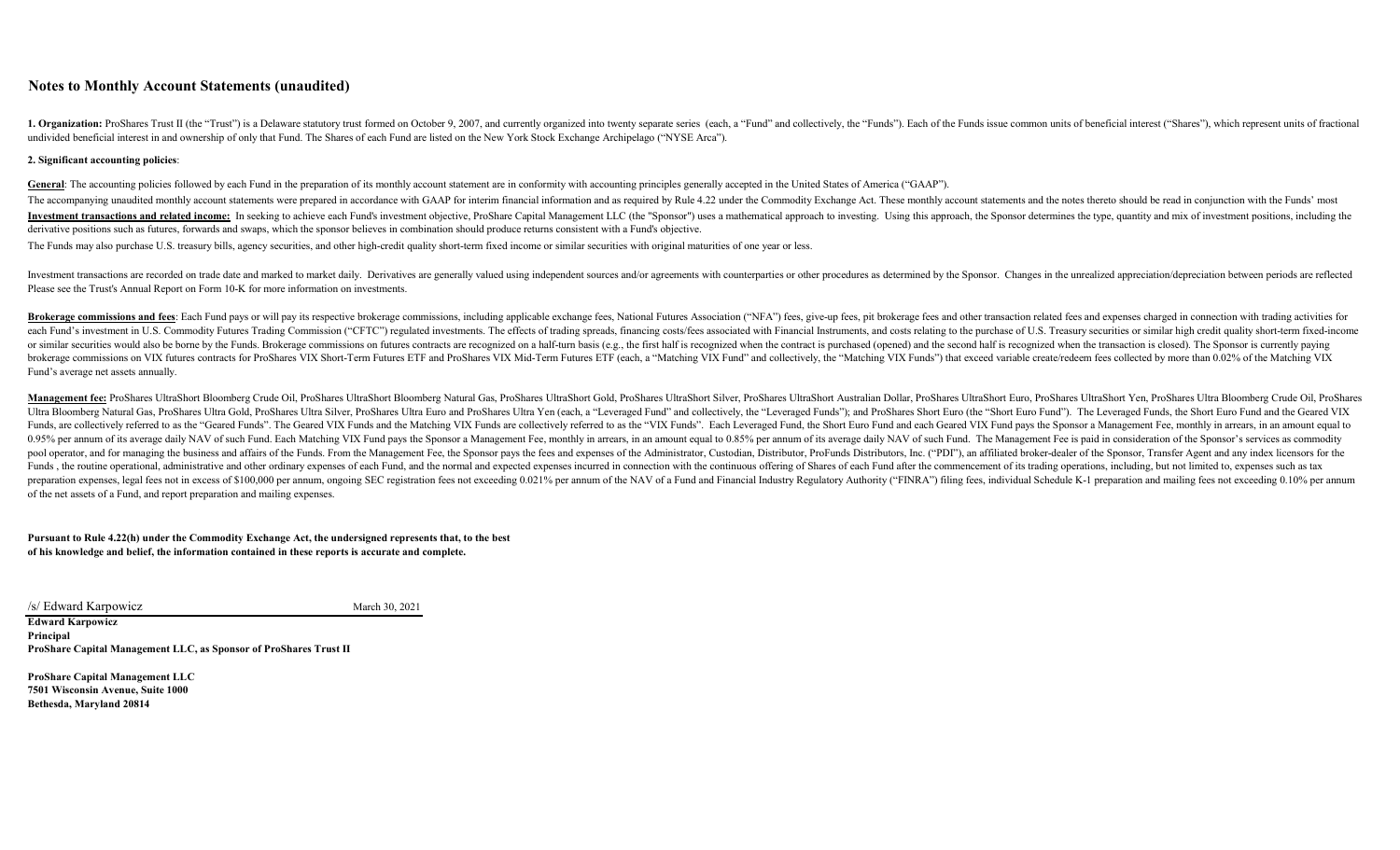## Notes to Monthly Account Statements (unaudited)

**1. Organization:** ProShares Trust II (the "Trust") is a Delaware statutory trust formed on October 9, 2007, and currently organized into twenty separate series (each, a "Fund" and collectively, the "Funds"). Each of the Funds issue common units of beneficial interest ("Shares"), which represent units of fractional undivided beneficial interest in and ownership of only that Fund. The Shares of each Fund are listed on the New York Stock Exchange Archipelago ("NYSE Arca").

**2. Significant accounting policies**:

**General**: The accounting policies followed by each Fund in the preparation of its monthly account statement are in conformity with accounting principles generally accepted in the United States of America ("GAAP").

The accompanying unaudited monthly account statements were prepared in accordance with GAAP for interim financial information and as required by Rule 4.22 under the Commodity Exchange Act. These monthly account statements and the notes thereto should be read in conjunction with the Funds' most

**Investment transactions and related income:** In seeking to achieve each Fund's investment objective, ProShare Capital Management LLC (the "Sponsor") uses a mathematical approach to investing. Using this approach, the Sponsor determines the type, quantity and mix of investment positions, including the derivative positions such as futures, forwards and swaps, which the sponsor believes in combination should produce returns consistent with a Fund's objective.

The Funds may also purchase U.S. treasury bills, agency securities, and other high-credit quality short-term fixed income or similar securities with original maturities of one year or less.

Investment transactions are recorded on trade date and marked to market daily. Derivatives are generally valued using independent sources and/or agreements with counterparties or other procedures as determined by the Sponsor. Changes in the unrealized appreciation/depreciation between periods are reflected

Please see the Trust's Annual Report on Form 10-K for more information on investments.

**Brokerage commissions and fees**: Each Fund pays or will pay its respective brokerage commissions, including applicable exchange fees, National Futures Association ("NFA") fees, give-up fees, pit brokerage fees and other transaction related fees and expenses charged in connection with trading activities for each Fund's investment in U.S. Commodity Futures Trading Commission ("CFTC") regulated investments. The effects of trading spreads, financing costs/fees associated with Financial Instruments, and costs relating to the purchase of U.S. Treasury securities or similar high credit quality short-term fixed-income or similar securities would also be borne by the Funds. Brokerage commissions on futures contracts are recognized on a half-turn basis (e.g., the first half is recognized when the contract is purchased (opened) and the second half is recognized when the transaction is closed). The Sponsor is currently paying brokerage commissions on VIX futures contracts for ProShares VIX Short-Term Futures ETF and ProShares VIX Mid-Term Futures ETF (each, a "Matching VIX Fund" and collectively, the "Matching VIX Funds") that exceed variable create/redeem fees collected by more than 0.02% of the Matching VIX Fund's average net assets annually.

**Management fee:** ProShares UltraShort Bloomberg Crude Oil, ProShares UltraShort Bloomberg Natural Gas, ProShares UltraShort Gold, ProShares UltraShort Silver, ProShares UltraShort Australian Dollar, ProShares UltraShort Euro, ProShares UltraShort Yen, ProShares Ultra Bloomberg Crude Oil, ProShares Ultra Bloomberg Natural Gas, ProShares Ultra Gold, ProShares Ultra Silver, ProShares Ultra Euro and ProShares Ultra Yen (each, a "Leveraged Fund" and collectively, the "Leveraged Funds"); and ProShares Short Euro (the "Short Euro Fund"). The Leveraged Funds, the Short Euro Fund and the Geared VIX Funds, are collectively referred to as the "Geared Funds". The Geared VIX Funds and the Matching VIX Funds are collectively referred to as the "VIX Funds". Each Leveraged Fund, the Short Euro Fund and each Geared VIX Fund pays the Sponsor a Management Fee, monthly in arrears, in an amount equal to 0.95% per annum of its average daily NAV of such Fund. Each Matching VIX Fund pays the Sponsor a Management Fee, monthly in arrears, in an amount equal to 0.85% per annum of its average daily NAV of such Fund. The Management Fee is paid in consideration of the Sponsor's services as commodity pool operator, and for managing the business and affairs of the Funds. From the Management Fee, the Sponsor pays the fees and expenses of the Administrator, Custodian, Distributor, ProFunds Distributors, Inc. ("PDI"), an affiliated broker-dealer of the Sponsor, Transfer Agent and any index licensors for the Funds , the routine operational, administrative and other ordinary expenses of each Fund, and the normal and expected expenses incurred in connection with the continuous offering of Shares of each Fund after the commencement of its trading operations, including, but not limited to, expenses such as tax preparation expenses, legal fees not in excess of $100,000 per annum, ongoing SEC registration fees not exceeding 0.021% per annum of the NAV of a Fund and Financial Industry Regulatory Authority ("FINRA") filing fees, individual Schedule K-1 preparation and mailing fees not exceeding 0.10% per annum of the net assets of a Fund, and report preparation and mailing expenses.

**Pursuant to Rule 4.22(h) under the Commodity Exchange Act, the undersigned represents that, to the best of his knowledge and belief, the information contained in these reports is accurate and complete.**

/s/ Edward Karpowicz March 30, 2021

**Edward Karpowicz**
**Principal**
**ProShare Capital Management LLC, as Sponsor of ProShares Trust II**

**ProShare Capital Management LLC**
**7501 Wisconsin Avenue, Suite 1000**
**Bethesda, Maryland 20814**